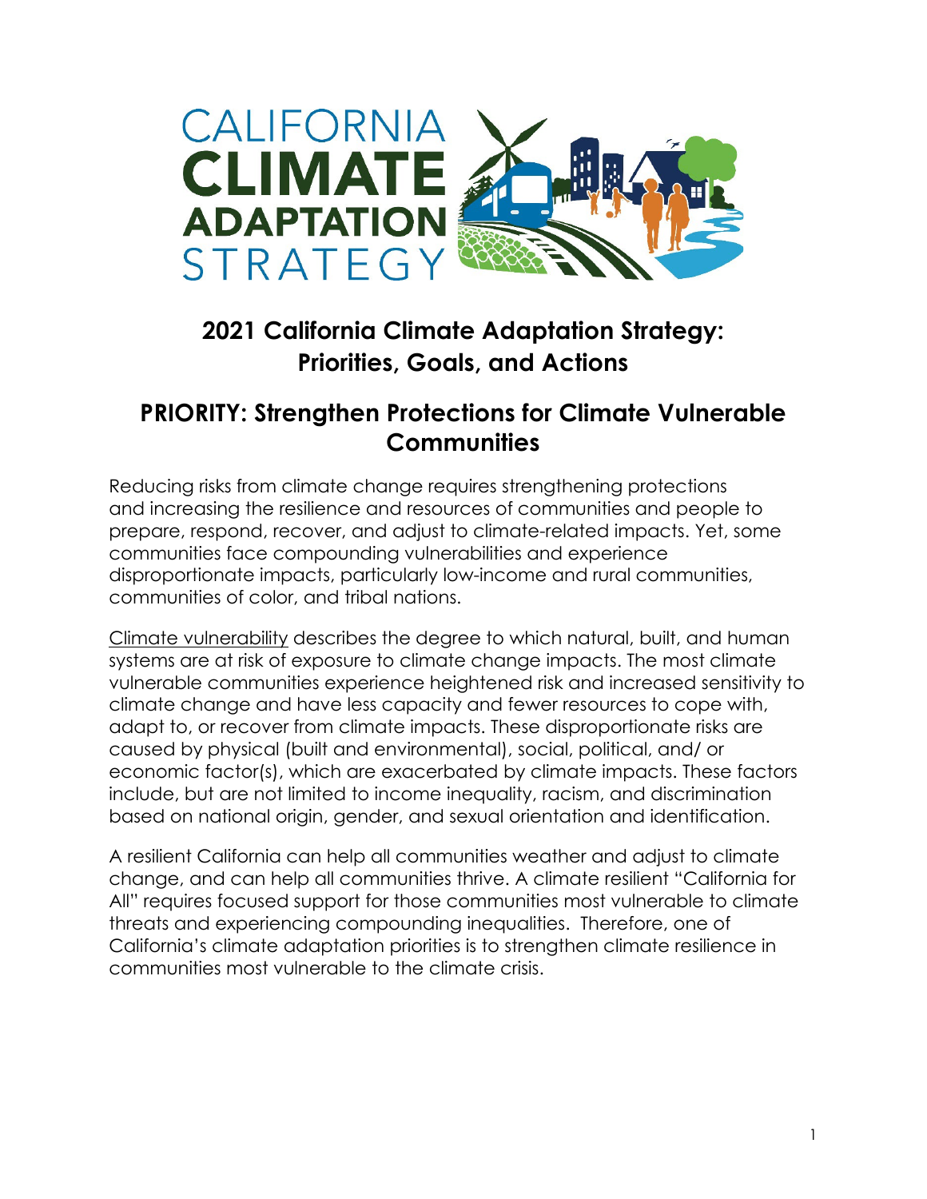CALIFORNIA CLIMATE ADAPTATION STRATEGY

# 2021 California Climate Adaptation Strategy: Priorities, Goals, and Actions

## PRIORITY: Strengthen Protections for Climate Vulnerable Communities

Reducing risks from climate change requires strengthening protections and increasing the resilience and resources of communities and people to prepare, respond, recover, and adjust to climate-related impacts. Yet, some communities face compounding vulnerabilities and experience disproportionate impacts, particularly low-income and rural communities, communities of color, and tribal nations.

Climate vulnerability describes the degree to which natural, built, and human systems are at risk of exposure to climate change impacts. The most climate vulnerable communities experience heightened risk and increased sensitivity to climate change and have less capacity and fewer resources to cope with, adapt to, or recover from climate impacts. These disproportionate risks are caused by physical (built and environmental), social, political, and/ or economic factor(s), which are exacerbated by climate impacts. These factors include, but are not limited to income inequality, racism, and discrimination based on national origin, gender, and sexual orientation and identification.

A resilient California can help all communities weather and adjust to climate change, and can help all communities thrive. A climate resilient "California for All" requires focused support for those communities most vulnerable to climate threats and experiencing compounding inequalities. Therefore, one of California's climate adaptation priorities is to strengthen climate resilience in communities most vulnerable to the climate crisis.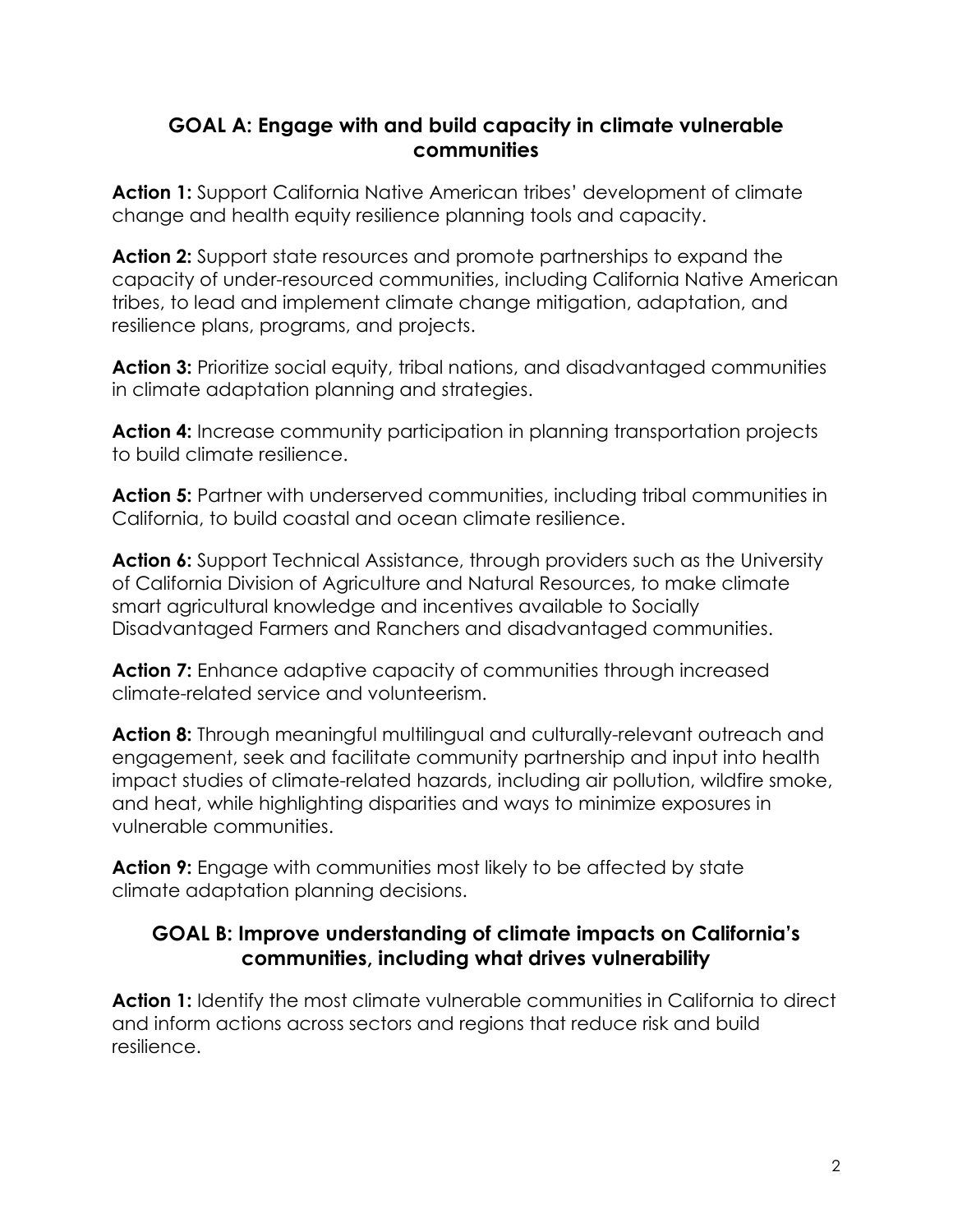## GOAL A: Engage with and build capacity in climate vulnerable communities

**Action 1:** Support California Native American tribes' development of climate change and health equity resilience planning tools and capacity.

**Action 2:** Support state resources and promote partnerships to expand the capacity of under-resourced communities, including California Native American tribes, to lead and implement climate change mitigation, adaptation, and resilience plans, programs, and projects.

**Action 3:** Prioritize social equity, tribal nations, and disadvantaged communities in climate adaptation planning and strategies.

**Action 4:** Increase community participation in planning transportation projects to build climate resilience.

**Action 5:** Partner with underserved communities, including tribal communities in California, to build coastal and ocean climate resilience.

**Action 6:** Support Technical Assistance, through providers such as the University of California Division of Agriculture and Natural Resources, to make climate smart agricultural knowledge and incentives available to Socially Disadvantaged Farmers and Ranchers and disadvantaged communities.

**Action 7:** Enhance adaptive capacity of communities through increased climate-related service and volunteerism.

**Action 8:** Through meaningful multilingual and culturally-relevant outreach and engagement, seek and facilitate community partnership and input into health impact studies of climate-related hazards, including air pollution, wildfire smoke, and heat, while highlighting disparities and ways to minimize exposures in vulnerable communities.

**Action 9:** Engage with communities most likely to be affected by state climate adaptation planning decisions.

## GOAL B: Improve understanding of climate impacts on California's communities, including what drives vulnerability

**Action 1:** Identify the most climate vulnerable communities in California to direct and inform actions across sectors and regions that reduce risk and build resilience.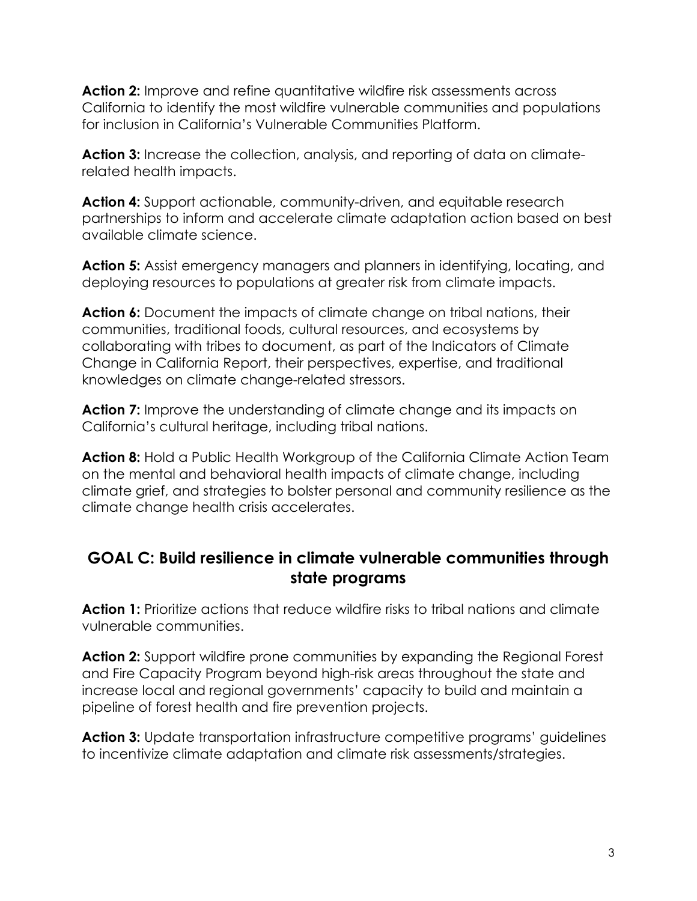**Action 2:** Improve and refine quantitative wildfire risk assessments across California to identify the most wildfire vulnerable communities and populations for inclusion in California's Vulnerable Communities Platform.

**Action 3:** Increase the collection, analysis, and reporting of data on climate-related health impacts.

**Action 4:** Support actionable, community-driven, and equitable research partnerships to inform and accelerate climate adaptation action based on best available climate science.

**Action 5:** Assist emergency managers and planners in identifying, locating, and deploying resources to populations at greater risk from climate impacts.

**Action 6:** Document the impacts of climate change on tribal nations, their communities, traditional foods, cultural resources, and ecosystems by collaborating with tribes to document, as part of the Indicators of Climate Change in California Report, their perspectives, expertise, and traditional knowledges on climate change-related stressors.

**Action 7:** Improve the understanding of climate change and its impacts on California's cultural heritage, including tribal nations.

**Action 8:** Hold a Public Health Workgroup of the California Climate Action Team on the mental and behavioral health impacts of climate change, including climate grief, and strategies to bolster personal and community resilience as the climate change health crisis accelerates.

## GOAL C: Build resilience in climate vulnerable communities through state programs

**Action 1:** Prioritize actions that reduce wildfire risks to tribal nations and climate vulnerable communities.

**Action 2:** Support wildfire prone communities by expanding the Regional Forest and Fire Capacity Program beyond high-risk areas throughout the state and increase local and regional governments' capacity to build and maintain a pipeline of forest health and fire prevention projects.

**Action 3:** Update transportation infrastructure competitive programs' guidelines to incentivize climate adaptation and climate risk assessments/strategies.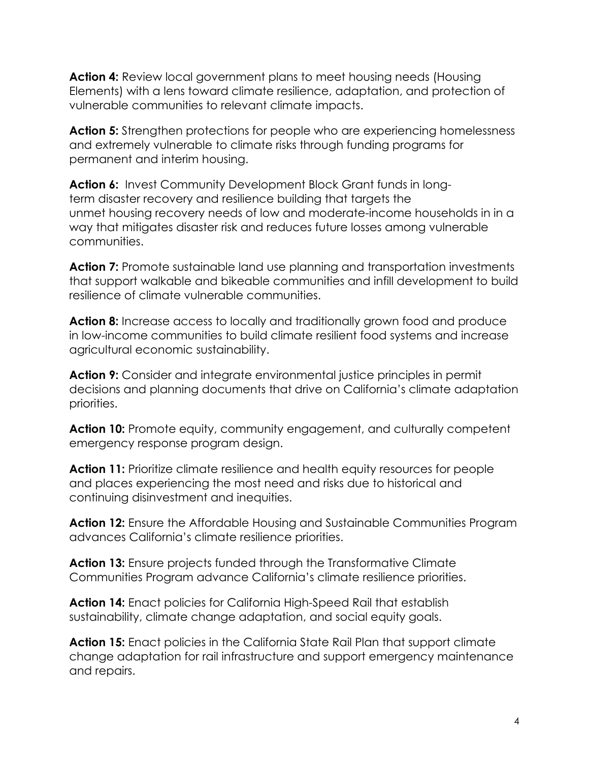**Action 4:** Review local government plans to meet housing needs (Housing Elements) with a lens toward climate resilience, adaptation, and protection of vulnerable communities to relevant climate impacts.

**Action 5:** Strengthen protections for people who are experiencing homelessness and extremely vulnerable to climate risks through funding programs for permanent and interim housing.

**Action 6:** Invest Community Development Block Grant funds in long-term disaster recovery and resilience building that targets the unmet housing recovery needs of low and moderate-income households in in a way that mitigates disaster risk and reduces future losses among vulnerable communities.

**Action 7:** Promote sustainable land use planning and transportation investments that support walkable and bikeable communities and infill development to build resilience of climate vulnerable communities.

**Action 8:** Increase access to locally and traditionally grown food and produce in low-income communities to build climate resilient food systems and increase agricultural economic sustainability.

**Action 9:** Consider and integrate environmental justice principles in permit decisions and planning documents that drive on California's climate adaptation priorities.

**Action 10:** Promote equity, community engagement, and culturally competent emergency response program design.

**Action 11:** Prioritize climate resilience and health equity resources for people and places experiencing the most need and risks due to historical and continuing disinvestment and inequities.

**Action 12:** Ensure the Affordable Housing and Sustainable Communities Program advances California's climate resilience priorities.

**Action 13:** Ensure projects funded through the Transformative Climate Communities Program advance California's climate resilience priorities.

**Action 14:** Enact policies for California High-Speed Rail that establish sustainability, climate change adaptation, and social equity goals.

**Action 15:** Enact policies in the California State Rail Plan that support climate change adaptation for rail infrastructure and support emergency maintenance and repairs.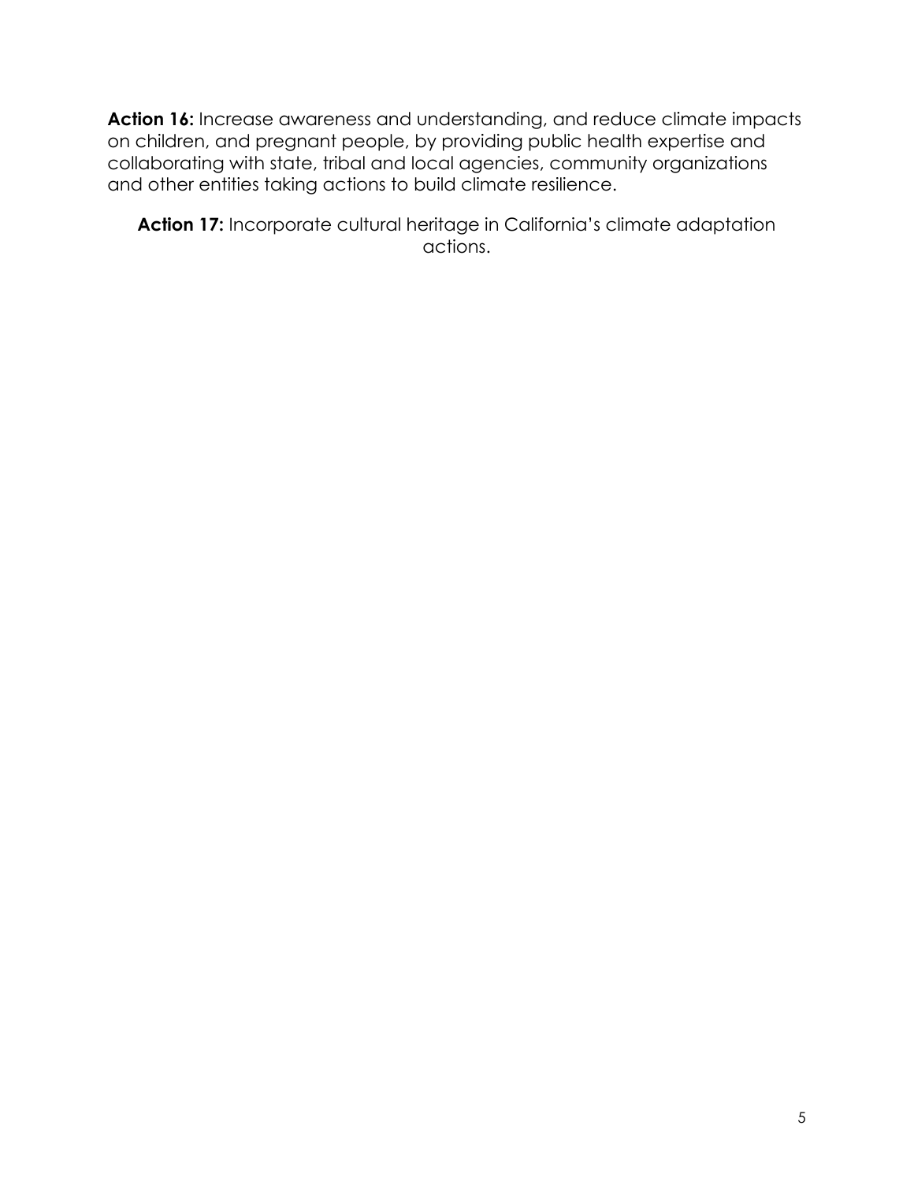**Action 16:** Increase awareness and understanding, and reduce climate impacts on children, and pregnant people, by providing public health expertise and collaborating with state, tribal and local agencies, community organizations and other entities taking actions to build climate resilience.

**Action 17:** Incorporate cultural heritage in California's climate adaptation actions.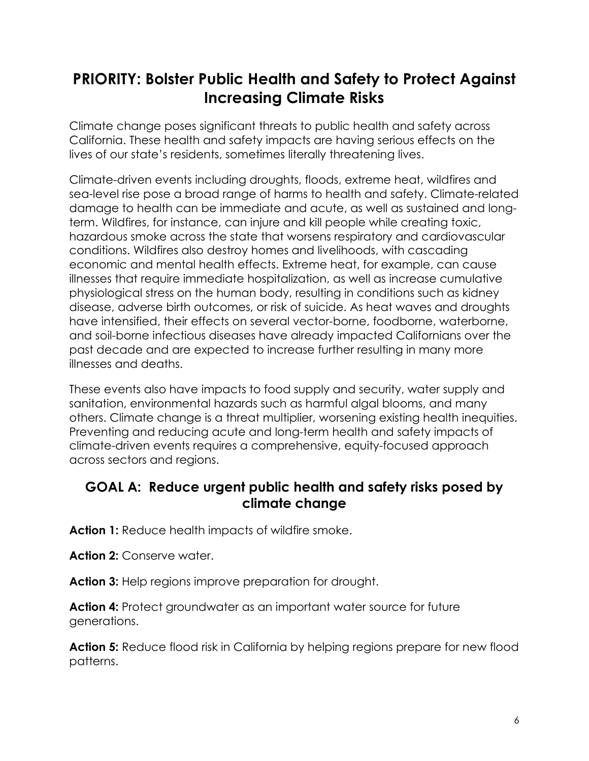## PRIORITY: Bolster Public Health and Safety to Protect Against Increasing Climate Risks

Climate change poses significant threats to public health and safety across California. These health and safety impacts are having serious effects on the lives of our state's residents, sometimes literally threatening lives.

Climate-driven events including droughts, floods, extreme heat, wildfires and sea-level rise pose a broad range of harms to health and safety. Climate-related damage to health can be immediate and acute, as well as sustained and long-term. Wildfires, for instance, can injure and kill people while creating toxic, hazardous smoke across the state that worsens respiratory and cardiovascular conditions. Wildfires also destroy homes and livelihoods, with cascading economic and mental health effects. Extreme heat, for example, can cause illnesses that require immediate hospitalization, as well as increase cumulative physiological stress on the human body, resulting in conditions such as kidney disease, adverse birth outcomes, or risk of suicide. As heat waves and droughts have intensified, their effects on several vector-borne, foodborne, waterborne, and soil-borne infectious diseases have already impacted Californians over the past decade and are expected to increase further resulting in many more illnesses and deaths.

These events also have impacts to food supply and security, water supply and sanitation, environmental hazards such as harmful algal blooms, and many others. Climate change is a threat multiplier, worsening existing health inequities. Preventing and reducing acute and long-term health and safety impacts of climate-driven events requires a comprehensive, equity-focused approach across sectors and regions.

### GOAL A: Reduce urgent public health and safety risks posed by climate change

**Action 1:** Reduce health impacts of wildfire smoke.

**Action 2:** Conserve water.

**Action 3:** Help regions improve preparation for drought.

**Action 4:** Protect groundwater as an important water source for future generations.

**Action 5:** Reduce flood risk in California by helping regions prepare for new flood patterns.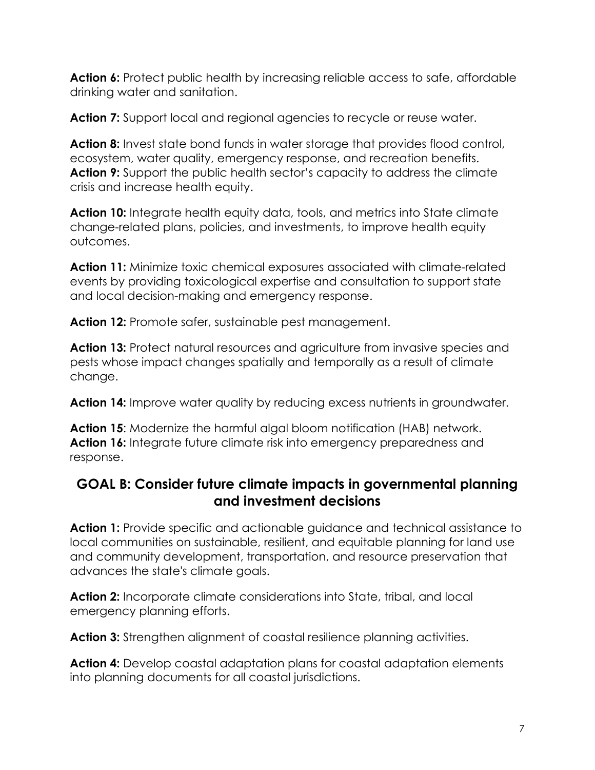**Action 6:** Protect public health by increasing reliable access to safe, affordable drinking water and sanitation.

**Action 7:** Support local and regional agencies to recycle or reuse water.

**Action 8:** Invest state bond funds in water storage that provides flood control, ecosystem, water quality, emergency response, and recreation benefits.
**Action 9:** Support the public health sector's capacity to address the climate crisis and increase health equity.

**Action 10:** Integrate health equity data, tools, and metrics into State climate change-related plans, policies, and investments, to improve health equity outcomes.

**Action 11:** Minimize toxic chemical exposures associated with climate-related events by providing toxicological expertise and consultation to support state and local decision-making and emergency response.

**Action 12:** Promote safer, sustainable pest management.

**Action 13:** Protect natural resources and agriculture from invasive species and pests whose impact changes spatially and temporally as a result of climate change.

**Action 14:** Improve water quality by reducing excess nutrients in groundwater.

**Action 15**: Modernize the harmful algal bloom notification (HAB) network.
**Action 16:** Integrate future climate risk into emergency preparedness and response.

## GOAL B: Consider future climate impacts in governmental planning and investment decisions

**Action 1:** Provide specific and actionable guidance and technical assistance to local communities on sustainable, resilient, and equitable planning for land use and community development, transportation, and resource preservation that advances the state's climate goals.

**Action 2:** Incorporate climate considerations into State, tribal, and local emergency planning efforts.

**Action 3:** Strengthen alignment of coastal resilience planning activities.

**Action 4:** Develop coastal adaptation plans for coastal adaptation elements into planning documents for all coastal jurisdictions.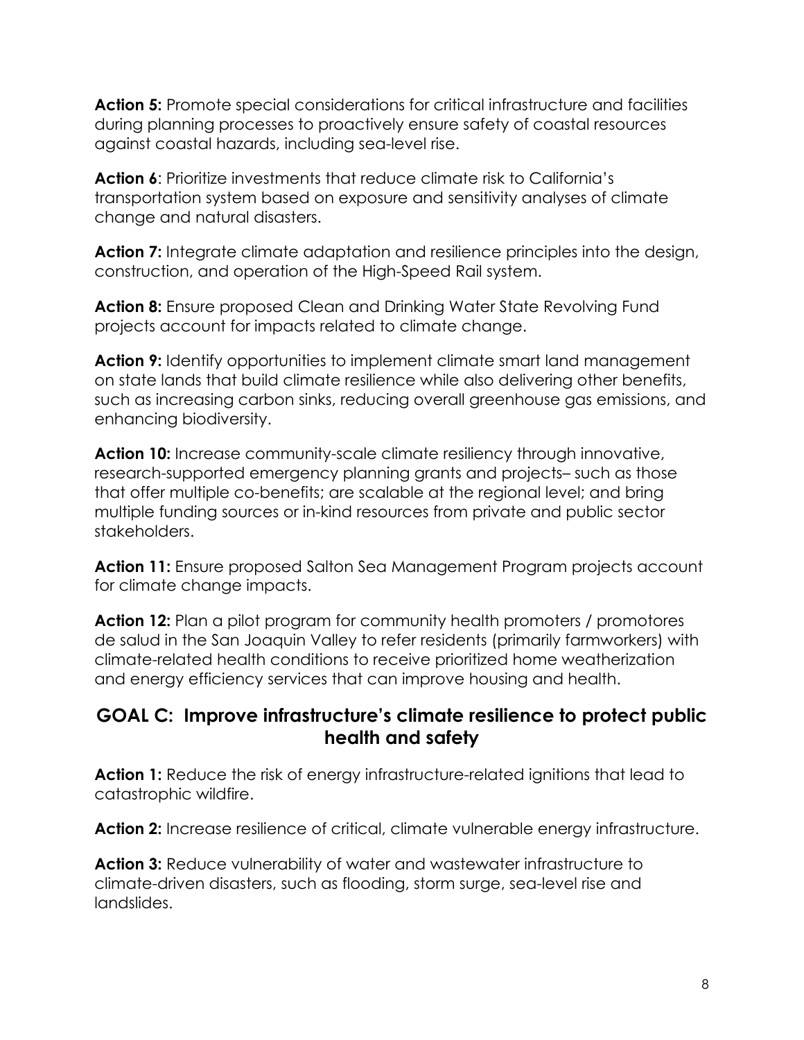**Action 5:** Promote special considerations for critical infrastructure and facilities during planning processes to proactively ensure safety of coastal resources against coastal hazards, including sea-level rise.

**Action 6**: Prioritize investments that reduce climate risk to California's transportation system based on exposure and sensitivity analyses of climate change and natural disasters.

**Action 7:** Integrate climate adaptation and resilience principles into the design, construction, and operation of the High-Speed Rail system.

**Action 8:** Ensure proposed Clean and Drinking Water State Revolving Fund projects account for impacts related to climate change.

**Action 9:** Identify opportunities to implement climate smart land management on state lands that build climate resilience while also delivering other benefits, such as increasing carbon sinks, reducing overall greenhouse gas emissions, and enhancing biodiversity.

**Action 10:** Increase community-scale climate resiliency through innovative, research-supported emergency planning grants and projects– such as those that offer multiple co-benefits; are scalable at the regional level; and bring multiple funding sources or in-kind resources from private and public sector stakeholders.

**Action 11:** Ensure proposed Salton Sea Management Program projects account for climate change impacts.

**Action 12:** Plan a pilot program for community health promoters / promotores de salud in the San Joaquin Valley to refer residents (primarily farmworkers) with climate-related health conditions to receive prioritized home weatherization and energy efficiency services that can improve housing and health.

## GOAL C: Improve infrastructure's climate resilience to protect public health and safety

**Action 1:** Reduce the risk of energy infrastructure-related ignitions that lead to catastrophic wildfire.

**Action 2:** Increase resilience of critical, climate vulnerable energy infrastructure.

**Action 3:** Reduce vulnerability of water and wastewater infrastructure to climate-driven disasters, such as flooding, storm surge, sea-level rise and landslides.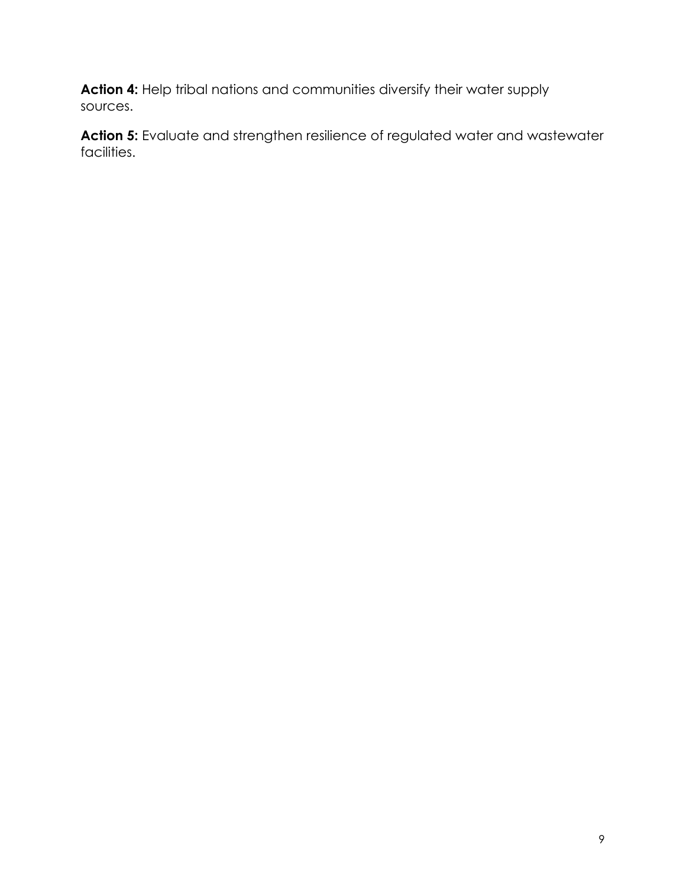**Action 4:** Help tribal nations and communities diversify their water supply sources.

**Action 5:** Evaluate and strengthen resilience of regulated water and wastewater facilities.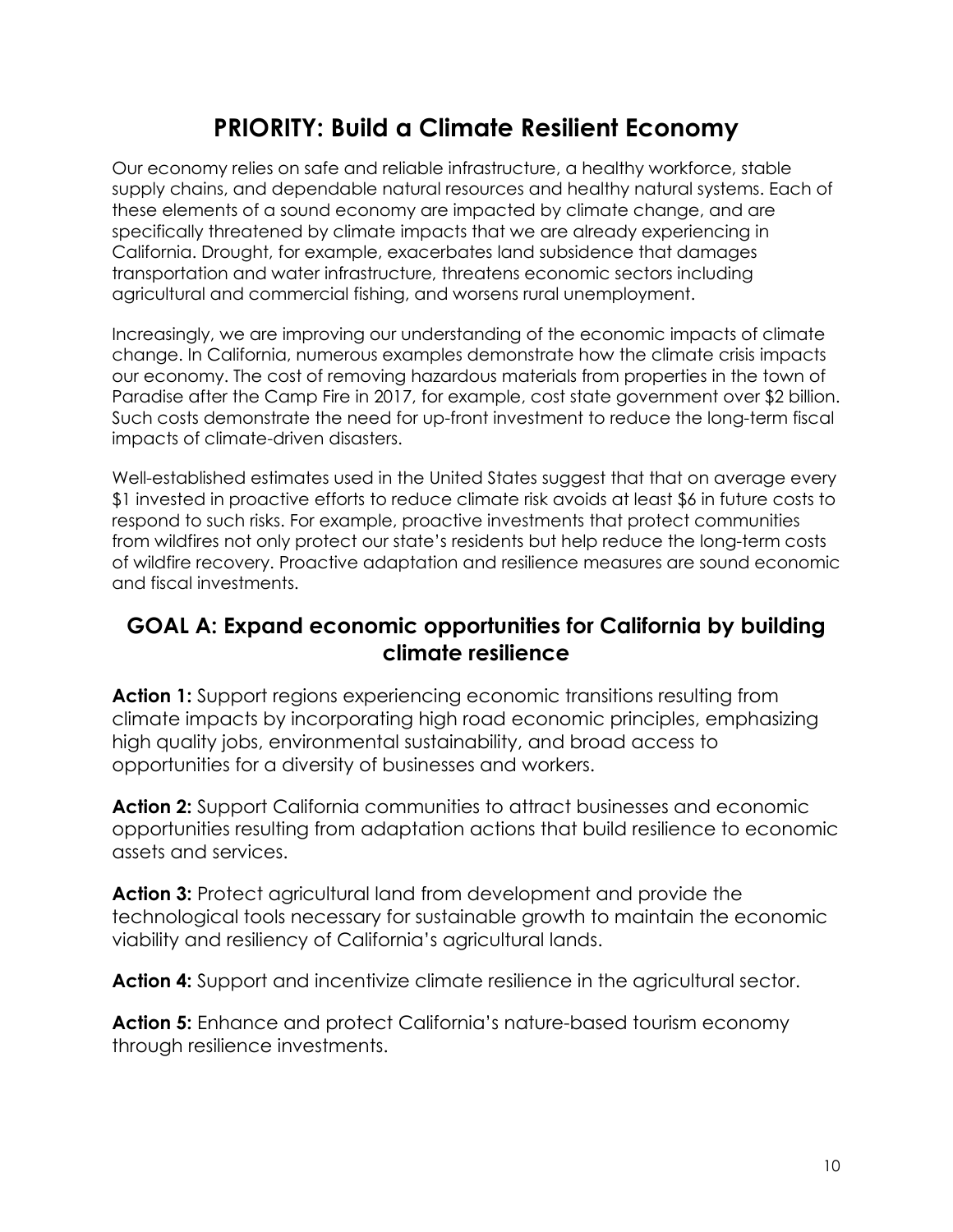# PRIORITY: Build a Climate Resilient Economy

Our economy relies on safe and reliable infrastructure, a healthy workforce, stable supply chains, and dependable natural resources and healthy natural systems. Each of these elements of a sound economy are impacted by climate change, and are specifically threatened by climate impacts that we are already experiencing in California. Drought, for example, exacerbates land subsidence that damages transportation and water infrastructure, threatens economic sectors including agricultural and commercial fishing, and worsens rural unemployment.

Increasingly, we are improving our understanding of the economic impacts of climate change. In California, numerous examples demonstrate how the climate crisis impacts our economy. The cost of removing hazardous materials from properties in the town of Paradise after the Camp Fire in 2017, for example, cost state government over $2 billion. Such costs demonstrate the need for up-front investment to reduce the long-term fiscal impacts of climate-driven disasters.

Well-established estimates used in the United States suggest that that on average every $1 invested in proactive efforts to reduce climate risk avoids at least $6 in future costs to respond to such risks. For example, proactive investments that protect communities from wildfires not only protect our state's residents but help reduce the long-term costs of wildfire recovery. Proactive adaptation and resilience measures are sound economic and fiscal investments.

## GOAL A: Expand economic opportunities for California by building climate resilience

**Action 1:** Support regions experiencing economic transitions resulting from climate impacts by incorporating high road economic principles, emphasizing high quality jobs, environmental sustainability, and broad access to opportunities for a diversity of businesses and workers.

**Action 2:** Support California communities to attract businesses and economic opportunities resulting from adaptation actions that build resilience to economic assets and services.

**Action 3:** Protect agricultural land from development and provide the technological tools necessary for sustainable growth to maintain the economic viability and resiliency of California's agricultural lands.

**Action 4:** Support and incentivize climate resilience in the agricultural sector.

**Action 5:** Enhance and protect California's nature-based tourism economy through resilience investments.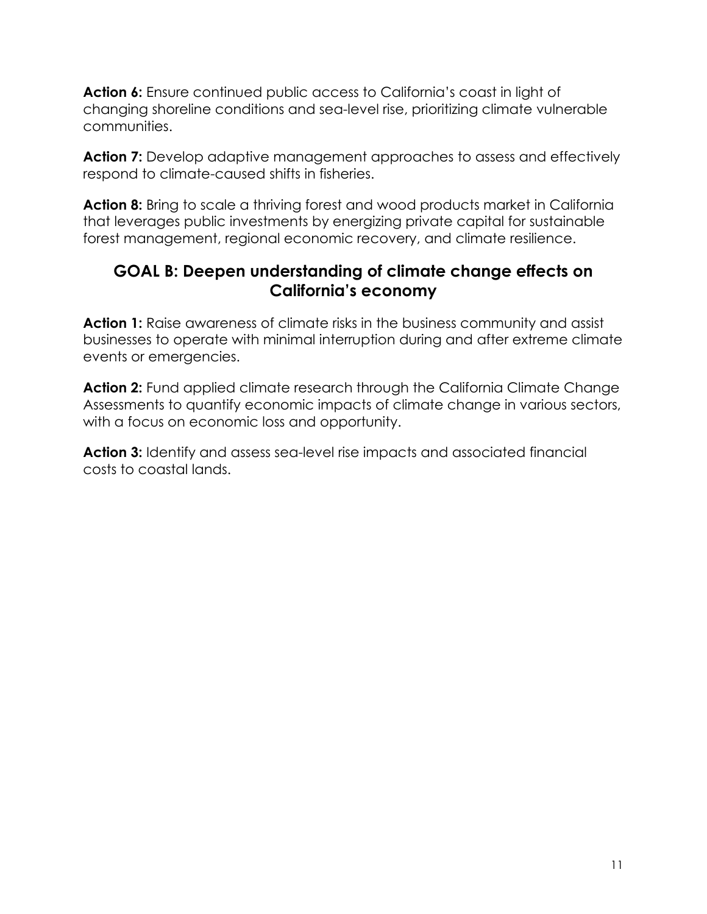**Action 6:** Ensure continued public access to California's coast in light of changing shoreline conditions and sea-level rise, prioritizing climate vulnerable communities.

**Action 7:** Develop adaptive management approaches to assess and effectively respond to climate-caused shifts in fisheries.

**Action 8:** Bring to scale a thriving forest and wood products market in California that leverages public investments by energizing private capital for sustainable forest management, regional economic recovery, and climate resilience.

## GOAL B: Deepen understanding of climate change effects on California's economy

**Action 1:** Raise awareness of climate risks in the business community and assist businesses to operate with minimal interruption during and after extreme climate events or emergencies.

**Action 2:** Fund applied climate research through the California Climate Change Assessments to quantify economic impacts of climate change in various sectors, with a focus on economic loss and opportunity.

**Action 3:** Identify and assess sea-level rise impacts and associated financial costs to coastal lands.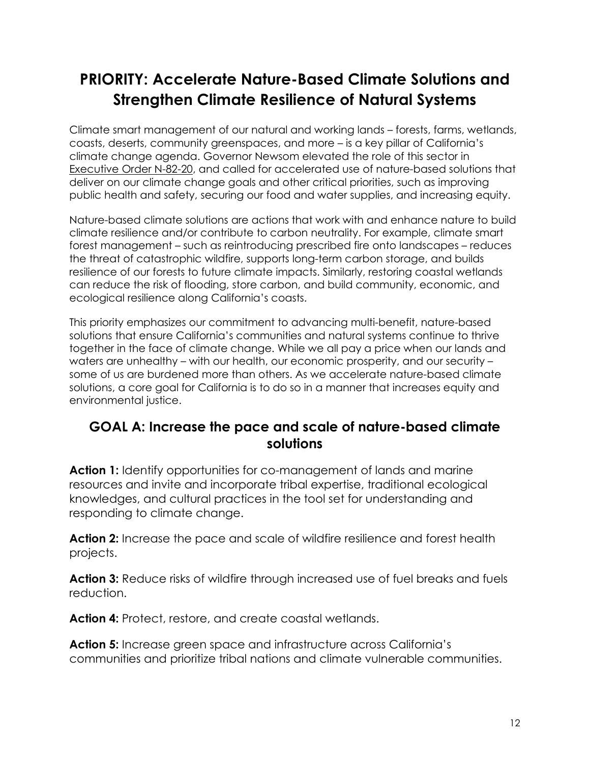# PRIORITY: Accelerate Nature-Based Climate Solutions and Strengthen Climate Resilience of Natural Systems

Climate smart management of our natural and working lands – forests, farms, wetlands, coasts, deserts, community greenspaces, and more – is a key pillar of California's climate change agenda. Governor Newsom elevated the role of this sector in Executive Order N-82-20, and called for accelerated use of nature-based solutions that deliver on our climate change goals and other critical priorities, such as improving public health and safety, securing our food and water supplies, and increasing equity.

Nature-based climate solutions are actions that work with and enhance nature to build climate resilience and/or contribute to carbon neutrality. For example, climate smart forest management – such as reintroducing prescribed fire onto landscapes – reduces the threat of catastrophic wildfire, supports long-term carbon storage, and builds resilience of our forests to future climate impacts. Similarly, restoring coastal wetlands can reduce the risk of flooding, store carbon, and build community, economic, and ecological resilience along California's coasts.

This priority emphasizes our commitment to advancing multi-benefit, nature-based solutions that ensure California's communities and natural systems continue to thrive together in the face of climate change. While we all pay a price when our lands and waters are unhealthy – with our health, our economic prosperity, and our security – some of us are burdened more than others. As we accelerate nature-based climate solutions, a core goal for California is to do so in a manner that increases equity and environmental justice.

## GOAL A: Increase the pace and scale of nature-based climate solutions

**Action 1:** Identify opportunities for co-management of lands and marine resources and invite and incorporate tribal expertise, traditional ecological knowledges, and cultural practices in the tool set for understanding and responding to climate change.

**Action 2:** Increase the pace and scale of wildfire resilience and forest health projects.

**Action 3:** Reduce risks of wildfire through increased use of fuel breaks and fuels reduction.

**Action 4:** Protect, restore, and create coastal wetlands.

**Action 5:** Increase green space and infrastructure across California's communities and prioritize tribal nations and climate vulnerable communities.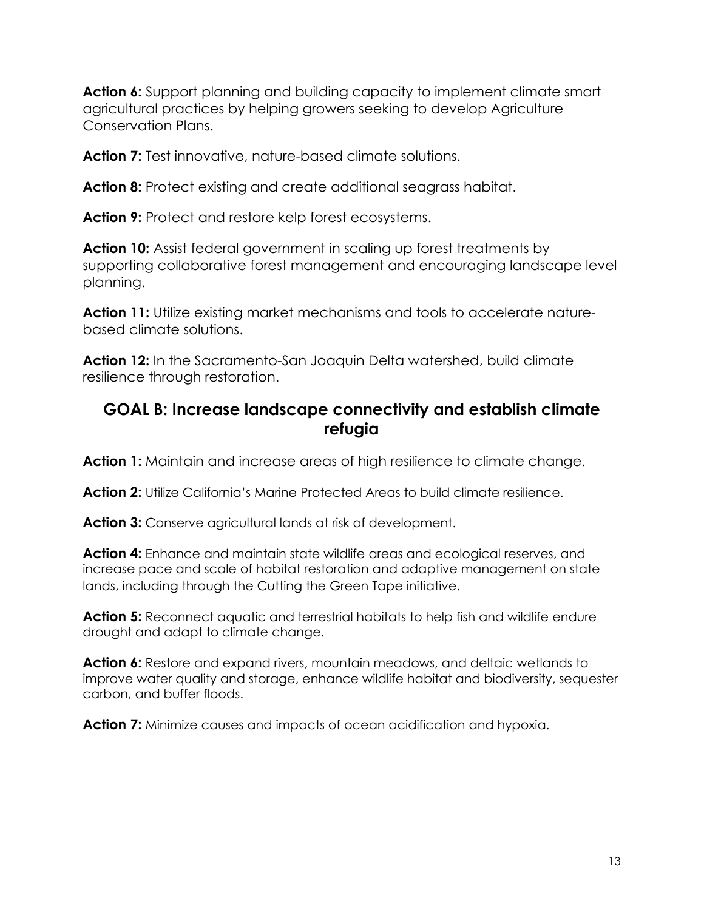**Action 6:** Support planning and building capacity to implement climate smart agricultural practices by helping growers seeking to develop Agriculture Conservation Plans.

**Action 7:** Test innovative, nature-based climate solutions.

**Action 8:** Protect existing and create additional seagrass habitat.

**Action 9:** Protect and restore kelp forest ecosystems.

**Action 10:** Assist federal government in scaling up forest treatments by supporting collaborative forest management and encouraging landscape level planning.

**Action 11:** Utilize existing market mechanisms and tools to accelerate nature-based climate solutions.

**Action 12:** In the Sacramento-San Joaquin Delta watershed, build climate resilience through restoration.

## GOAL B: Increase landscape connectivity and establish climate refugia

**Action 1:** Maintain and increase areas of high resilience to climate change.

**Action 2:** Utilize California's Marine Protected Areas to build climate resilience.

**Action 3:** Conserve agricultural lands at risk of development.

**Action 4:** Enhance and maintain state wildlife areas and ecological reserves, and increase pace and scale of habitat restoration and adaptive management on state lands, including through the Cutting the Green Tape initiative.

**Action 5:** Reconnect aquatic and terrestrial habitats to help fish and wildlife endure drought and adapt to climate change.

**Action 6:** Restore and expand rivers, mountain meadows, and deltaic wetlands to improve water quality and storage, enhance wildlife habitat and biodiversity, sequester carbon, and buffer floods.

**Action 7:** Minimize causes and impacts of ocean acidification and hypoxia.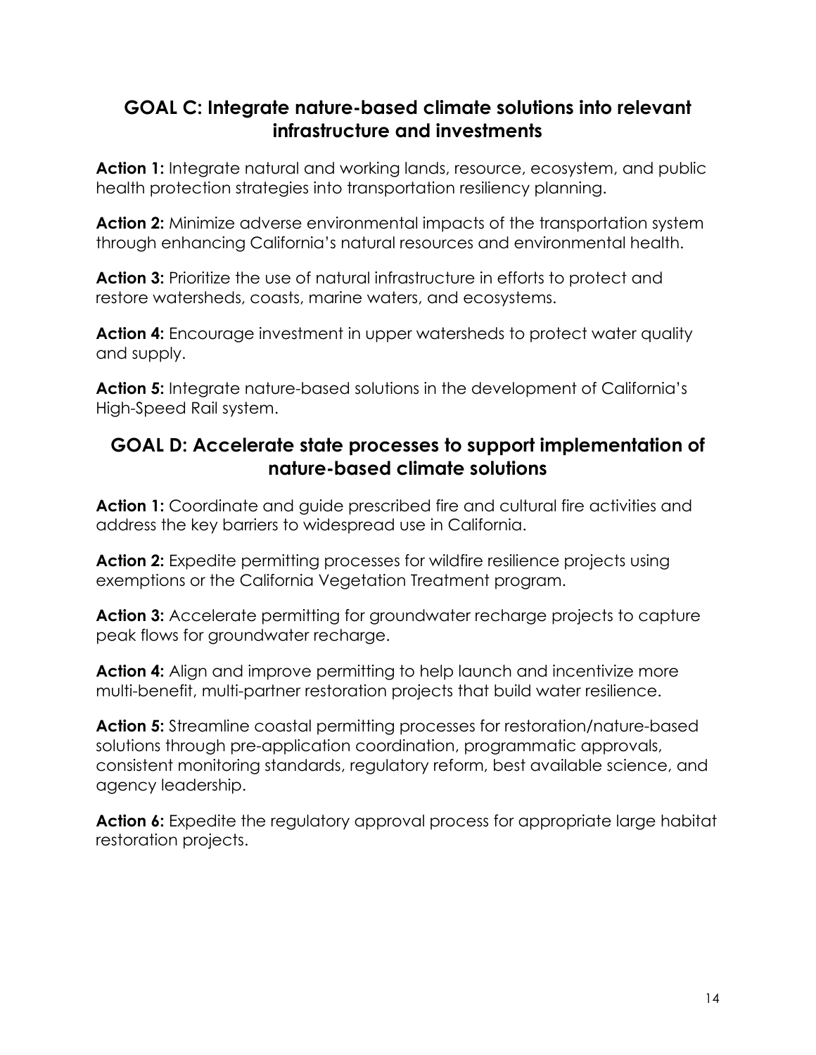## GOAL C: Integrate nature-based climate solutions into relevant infrastructure and investments

**Action 1:** Integrate natural and working lands, resource, ecosystem, and public health protection strategies into transportation resiliency planning.

**Action 2:** Minimize adverse environmental impacts of the transportation system through enhancing California's natural resources and environmental health.

**Action 3:** Prioritize the use of natural infrastructure in efforts to protect and restore watersheds, coasts, marine waters, and ecosystems.

**Action 4:** Encourage investment in upper watersheds to protect water quality and supply.

**Action 5:** Integrate nature-based solutions in the development of California's High-Speed Rail system.

## GOAL D: Accelerate state processes to support implementation of nature-based climate solutions

**Action 1:** Coordinate and guide prescribed fire and cultural fire activities and address the key barriers to widespread use in California.

**Action 2:** Expedite permitting processes for wildfire resilience projects using exemptions or the California Vegetation Treatment program.

**Action 3:** Accelerate permitting for groundwater recharge projects to capture peak flows for groundwater recharge.

**Action 4:** Align and improve permitting to help launch and incentivize more multi-benefit, multi-partner restoration projects that build water resilience.

**Action 5:** Streamline coastal permitting processes for restoration/nature-based solutions through pre-application coordination, programmatic approvals, consistent monitoring standards, regulatory reform, best available science, and agency leadership.

**Action 6:** Expedite the regulatory approval process for appropriate large habitat restoration projects.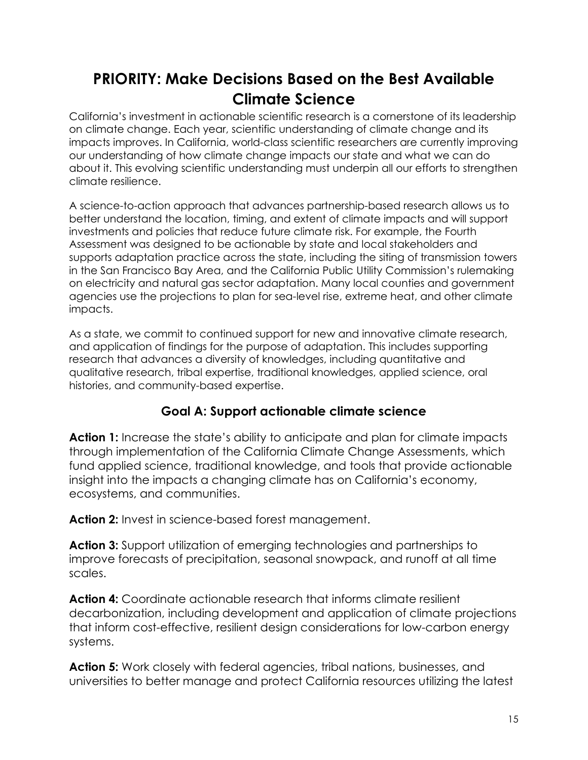# PRIORITY: Make Decisions Based on the Best Available Climate Science

California's investment in actionable scientific research is a cornerstone of its leadership on climate change. Each year, scientific understanding of climate change and its impacts improves. In California, world-class scientific researchers are currently improving our understanding of how climate change impacts our state and what we can do about it. This evolving scientific understanding must underpin all our efforts to strengthen climate resilience.

A science-to-action approach that advances partnership-based research allows us to better understand the location, timing, and extent of climate impacts and will support investments and policies that reduce future climate risk. For example, the Fourth Assessment was designed to be actionable by state and local stakeholders and supports adaptation practice across the state, including the siting of transmission towers in the San Francisco Bay Area, and the California Public Utility Commission's rulemaking on electricity and natural gas sector adaptation. Many local counties and government agencies use the projections to plan for sea-level rise, extreme heat, and other climate impacts.

As a state, we commit to continued support for new and innovative climate research, and application of findings for the purpose of adaptation. This includes supporting research that advances a diversity of knowledges, including quantitative and qualitative research, tribal expertise, traditional knowledges, applied science, oral histories, and community-based expertise.

## Goal A: Support actionable climate science

**Action 1:** Increase the state's ability to anticipate and plan for climate impacts through implementation of the California Climate Change Assessments, which fund applied science, traditional knowledge, and tools that provide actionable insight into the impacts a changing climate has on California's economy, ecosystems, and communities.

**Action 2:** Invest in science-based forest management.

**Action 3:** Support utilization of emerging technologies and partnerships to improve forecasts of precipitation, seasonal snowpack, and runoff at all time scales.

**Action 4:** Coordinate actionable research that informs climate resilient decarbonization, including development and application of climate projections that inform cost-effective, resilient design considerations for low-carbon energy systems.

**Action 5:** Work closely with federal agencies, tribal nations, businesses, and universities to better manage and protect California resources utilizing the latest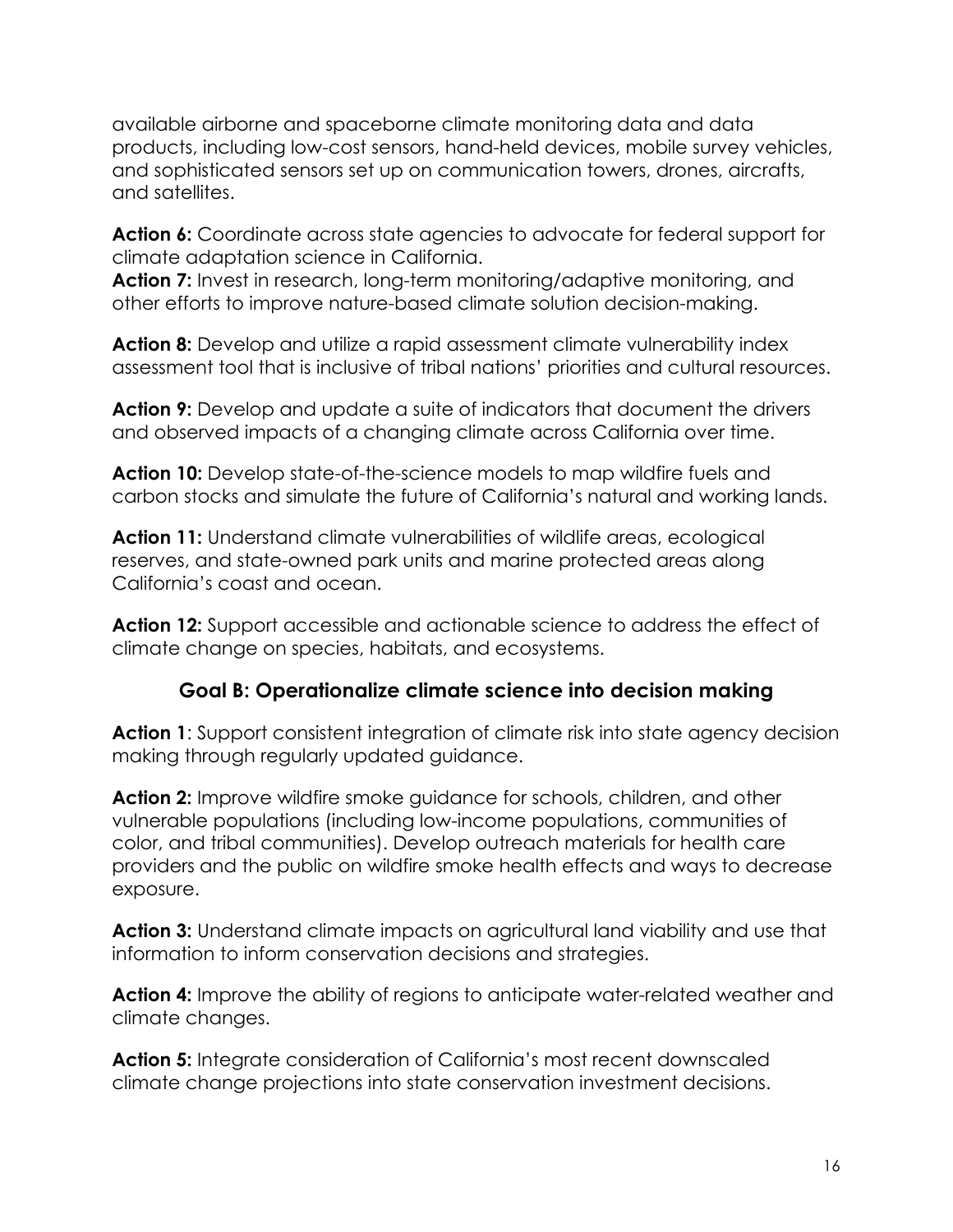available airborne and spaceborne climate monitoring data and data products, including low-cost sensors, hand-held devices, mobile survey vehicles, and sophisticated sensors set up on communication towers, drones, aircrafts, and satellites.

**Action 6:** Coordinate across state agencies to advocate for federal support for climate adaptation science in California.
**Action 7:** Invest in research, long-term monitoring/adaptive monitoring, and other efforts to improve nature-based climate solution decision-making.

**Action 8:** Develop and utilize a rapid assessment climate vulnerability index assessment tool that is inclusive of tribal nations' priorities and cultural resources.

**Action 9:** Develop and update a suite of indicators that document the drivers and observed impacts of a changing climate across California over time.

**Action 10:** Develop state-of-the-science models to map wildfire fuels and carbon stocks and simulate the future of California's natural and working lands.

**Action 11:** Understand climate vulnerabilities of wildlife areas, ecological reserves, and state-owned park units and marine protected areas along California's coast and ocean.

**Action 12:** Support accessible and actionable science to address the effect of climate change on species, habitats, and ecosystems.

### Goal B: Operationalize climate science into decision making

**Action 1**: Support consistent integration of climate risk into state agency decision making through regularly updated guidance.

**Action 2:** Improve wildfire smoke guidance for schools, children, and other vulnerable populations (including low-income populations, communities of color, and tribal communities). Develop outreach materials for health care providers and the public on wildfire smoke health effects and ways to decrease exposure.

**Action 3:** Understand climate impacts on agricultural land viability and use that information to inform conservation decisions and strategies.

**Action 4:** Improve the ability of regions to anticipate water-related weather and climate changes.

**Action 5:** Integrate consideration of California's most recent downscaled climate change projections into state conservation investment decisions.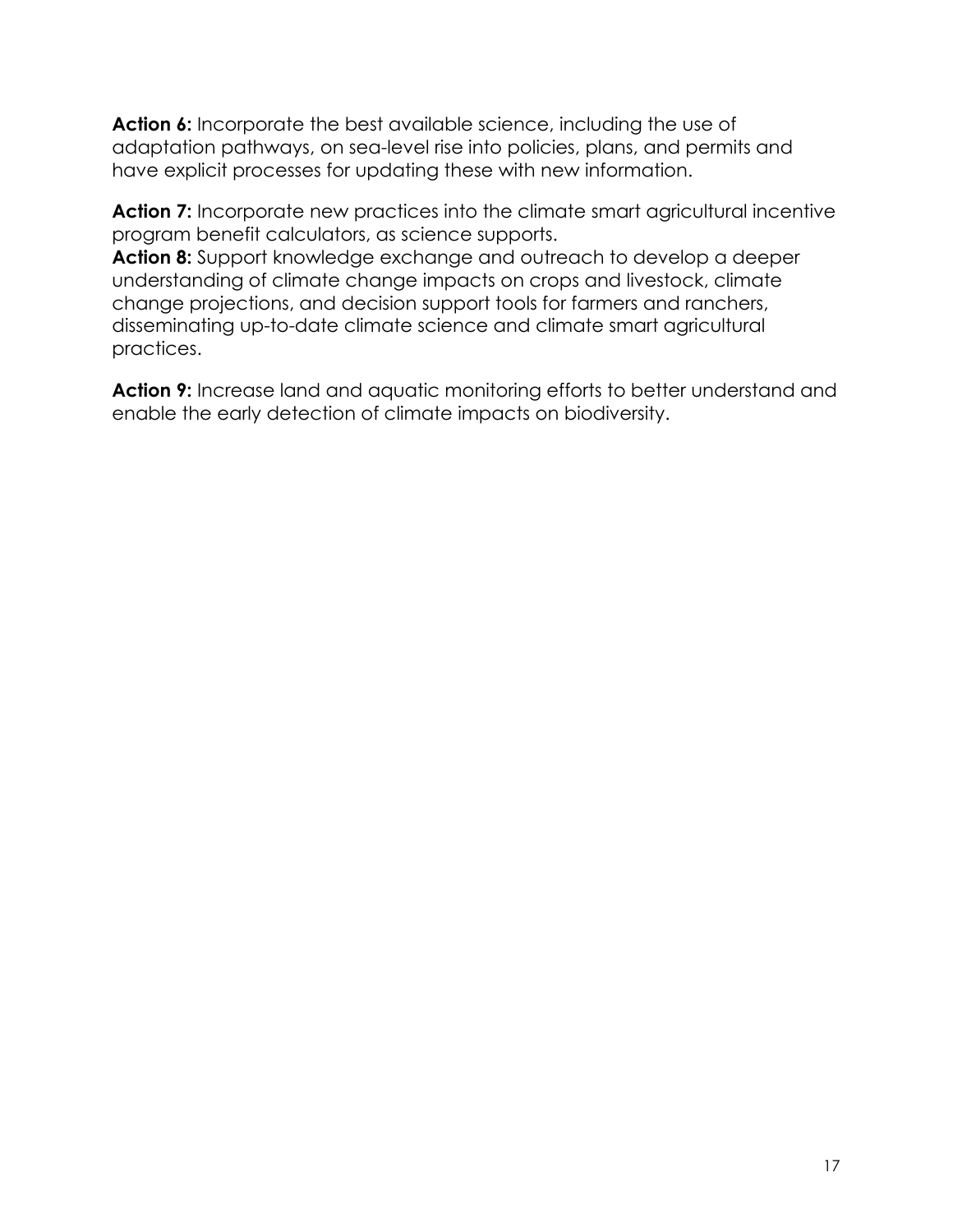**Action 6:** Incorporate the best available science, including the use of adaptation pathways, on sea-level rise into policies, plans, and permits and have explicit processes for updating these with new information.

**Action 7:** Incorporate new practices into the climate smart agricultural incentive program benefit calculators, as science supports.

**Action 8:** Support knowledge exchange and outreach to develop a deeper understanding of climate change impacts on crops and livestock, climate change projections, and decision support tools for farmers and ranchers, disseminating up-to-date climate science and climate smart agricultural practices.

**Action 9:** Increase land and aquatic monitoring efforts to better understand and enable the early detection of climate impacts on biodiversity.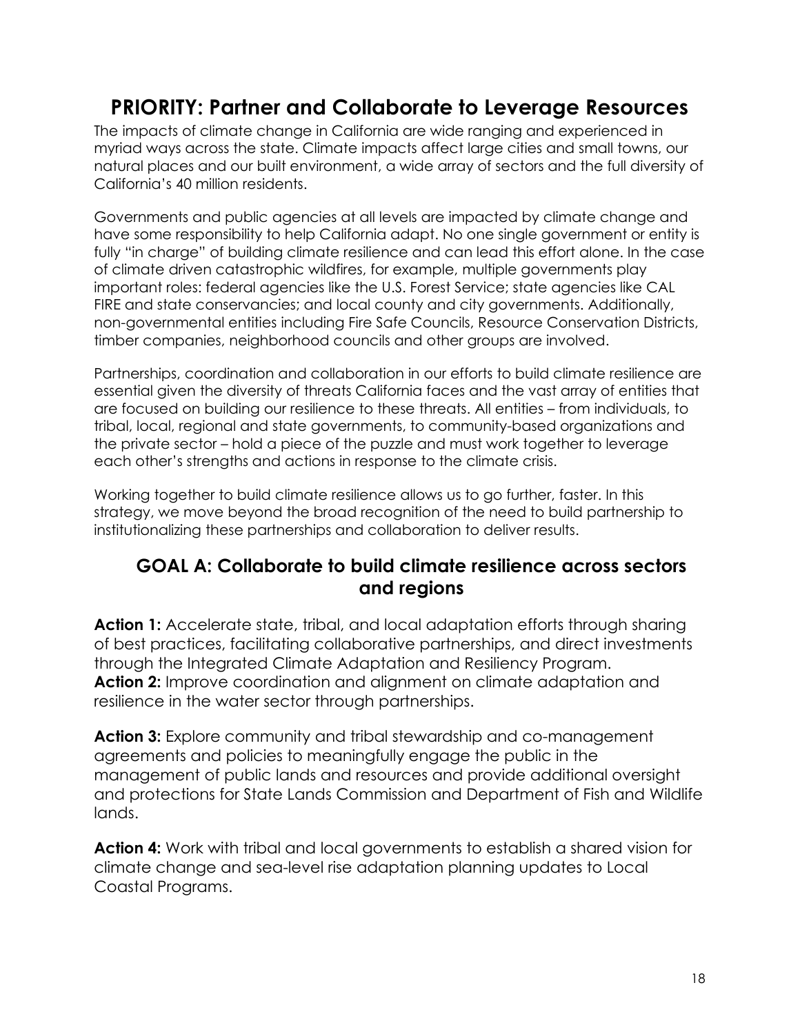# PRIORITY: Partner and Collaborate to Leverage Resources

The impacts of climate change in California are wide ranging and experienced in myriad ways across the state. Climate impacts affect large cities and small towns, our natural places and our built environment, a wide array of sectors and the full diversity of California's 40 million residents.

Governments and public agencies at all levels are impacted by climate change and have some responsibility to help California adapt. No one single government or entity is fully "in charge" of building climate resilience and can lead this effort alone. In the case of climate driven catastrophic wildfires, for example, multiple governments play important roles: federal agencies like the U.S. Forest Service; state agencies like CAL FIRE and state conservancies; and local county and city governments. Additionally, non-governmental entities including Fire Safe Councils, Resource Conservation Districts, timber companies, neighborhood councils and other groups are involved.

Partnerships, coordination and collaboration in our efforts to build climate resilience are essential given the diversity of threats California faces and the vast array of entities that are focused on building our resilience to these threats. All entities – from individuals, to tribal, local, regional and state governments, to community-based organizations and the private sector – hold a piece of the puzzle and must work together to leverage each other's strengths and actions in response to the climate crisis.

Working together to build climate resilience allows us to go further, faster. In this strategy, we move beyond the broad recognition of the need to build partnership to institutionalizing these partnerships and collaboration to deliver results.

## GOAL A: Collaborate to build climate resilience across sectors and regions

**Action 1:** Accelerate state, tribal, and local adaptation efforts through sharing of best practices, facilitating collaborative partnerships, and direct investments through the Integrated Climate Adaptation and Resiliency Program.
**Action 2:** Improve coordination and alignment on climate adaptation and resilience in the water sector through partnerships.

**Action 3:** Explore community and tribal stewardship and co-management agreements and policies to meaningfully engage the public in the management of public lands and resources and provide additional oversight and protections for State Lands Commission and Department of Fish and Wildlife lands.

**Action 4:** Work with tribal and local governments to establish a shared vision for climate change and sea-level rise adaptation planning updates to Local Coastal Programs.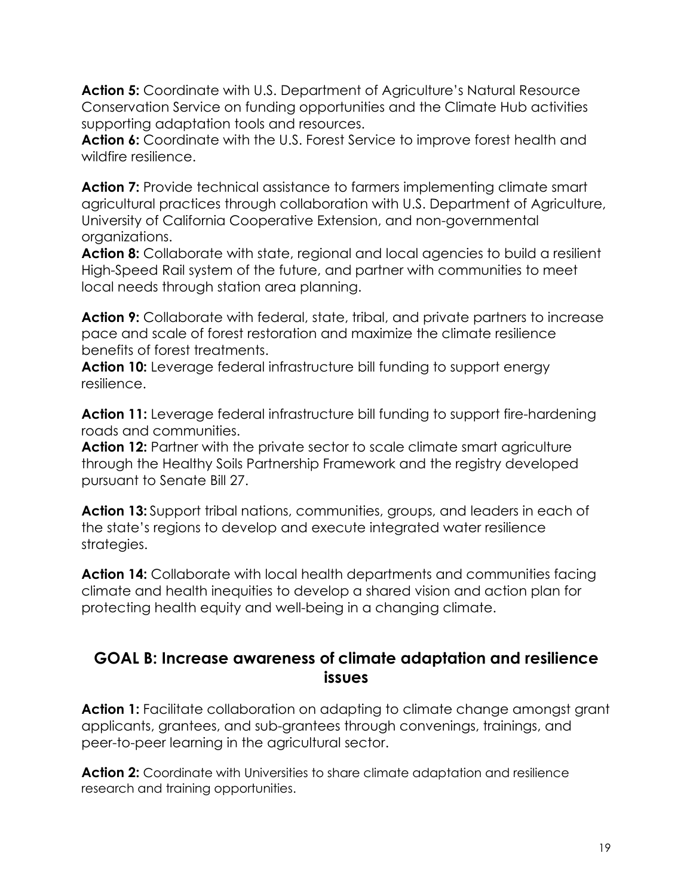**Action 5:** Coordinate with U.S. Department of Agriculture's Natural Resource Conservation Service on funding opportunities and the Climate Hub activities supporting adaptation tools and resources.

**Action 6:** Coordinate with the U.S. Forest Service to improve forest health and wildfire resilience.

**Action 7:** Provide technical assistance to farmers implementing climate smart agricultural practices through collaboration with U.S. Department of Agriculture, University of California Cooperative Extension, and non-governmental organizations.

**Action 8:** Collaborate with state, regional and local agencies to build a resilient High-Speed Rail system of the future, and partner with communities to meet local needs through station area planning.

**Action 9:** Collaborate with federal, state, tribal, and private partners to increase pace and scale of forest restoration and maximize the climate resilience benefits of forest treatments.

**Action 10:** Leverage federal infrastructure bill funding to support energy resilience.

**Action 11:** Leverage federal infrastructure bill funding to support fire-hardening roads and communities.

**Action 12:** Partner with the private sector to scale climate smart agriculture through the Healthy Soils Partnership Framework and the registry developed pursuant to Senate Bill 27.

**Action 13:** Support tribal nations, communities, groups, and leaders in each of the state's regions to develop and execute integrated water resilience strategies.

**Action 14:** Collaborate with local health departments and communities facing climate and health inequities to develop a shared vision and action plan for protecting health equity and well-being in a changing climate.

## GOAL B: Increase awareness of climate adaptation and resilience issues

**Action 1:** Facilitate collaboration on adapting to climate change amongst grant applicants, grantees, and sub-grantees through convenings, trainings, and peer-to-peer learning in the agricultural sector.

**Action 2:** Coordinate with Universities to share climate adaptation and resilience research and training opportunities.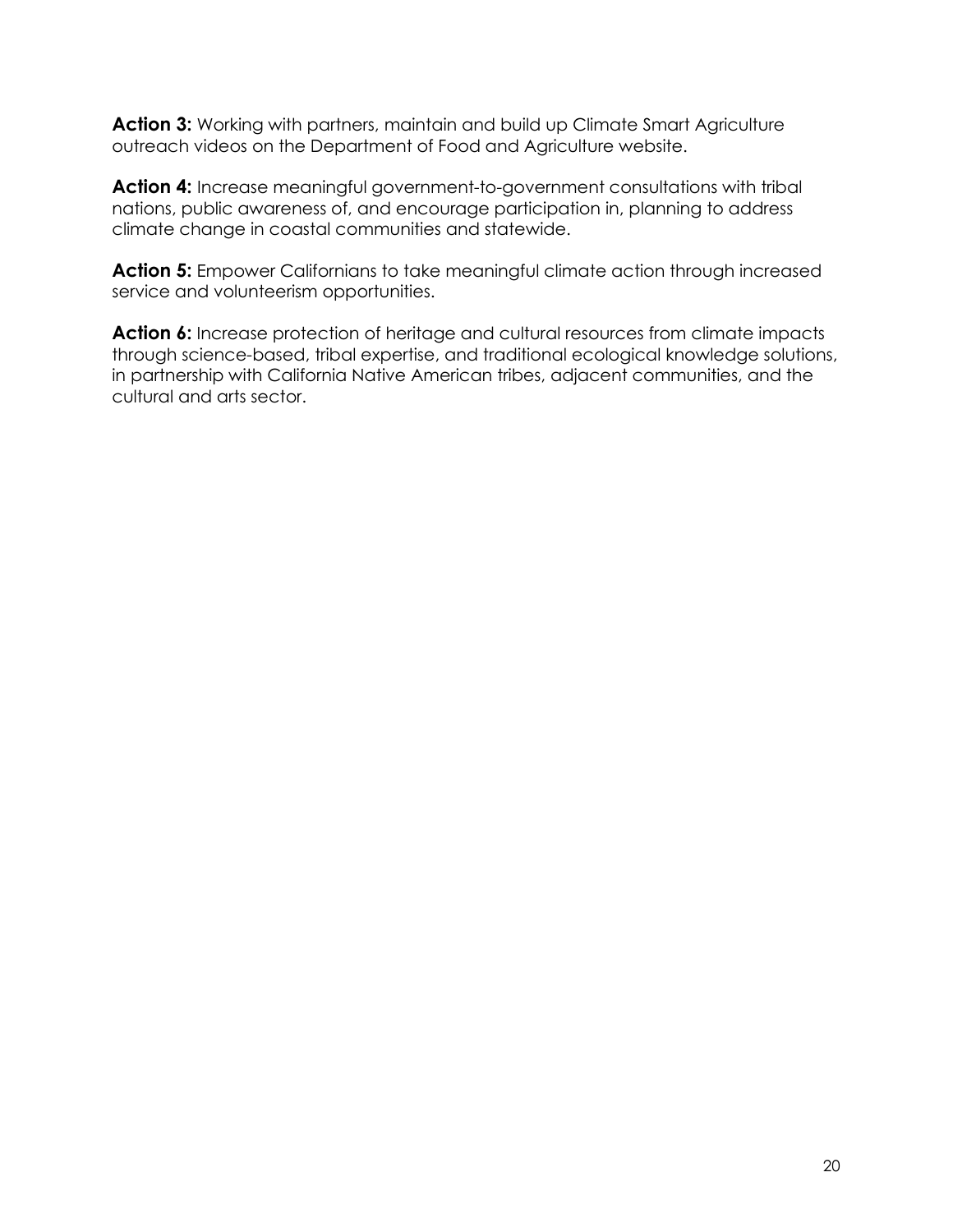**Action 3:** Working with partners, maintain and build up Climate Smart Agriculture outreach videos on the Department of Food and Agriculture website.

**Action 4:** Increase meaningful government-to-government consultations with tribal nations, public awareness of, and encourage participation in, planning to address climate change in coastal communities and statewide.

**Action 5:** Empower Californians to take meaningful climate action through increased service and volunteerism opportunities.

**Action 6:** Increase protection of heritage and cultural resources from climate impacts through science-based, tribal expertise, and traditional ecological knowledge solutions, in partnership with California Native American tribes, adjacent communities, and the cultural and arts sector.